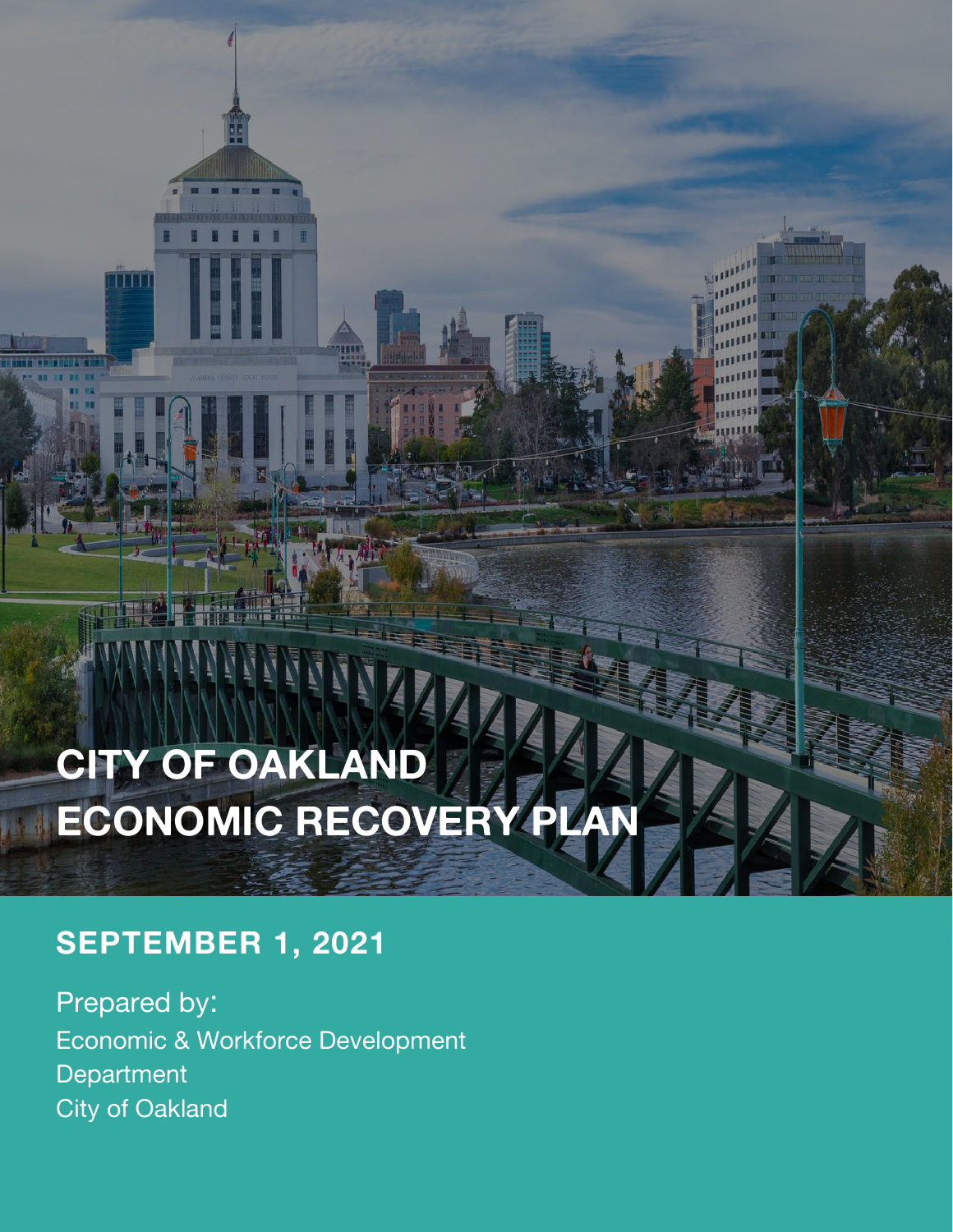# CITY OF OAKLAND ECONOMIC RECOVERY PLAN

## SEPTEMBER 1, 2021

Prepared by:
Economic & Workforce Development Department
City of Oakland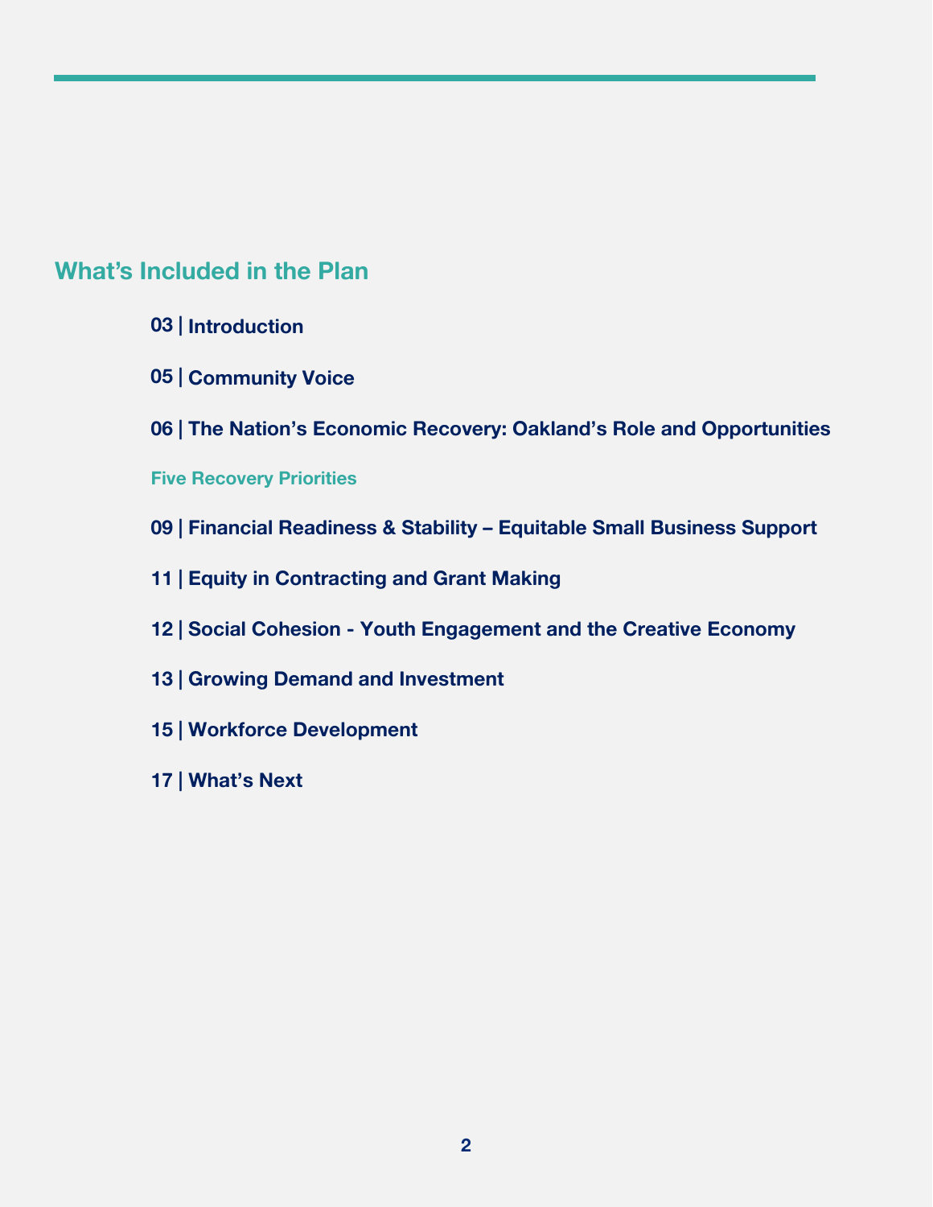## What's Included in the Plan

**03 | Introduction**

**05 | Community Voice**

**06 | The Nation's Economic Recovery: Oakland's Role and Opportunities**

### Five Recovery Priorities

**09 | Financial Readiness & Stability – Equitable Small Business Support**

**11 | Equity in Contracting and Grant Making**

**12 | Social Cohesion - Youth Engagement and the Creative Economy**

**13 | Growing Demand and Investment**

**15 | Workforce Development**

**17 | What's Next**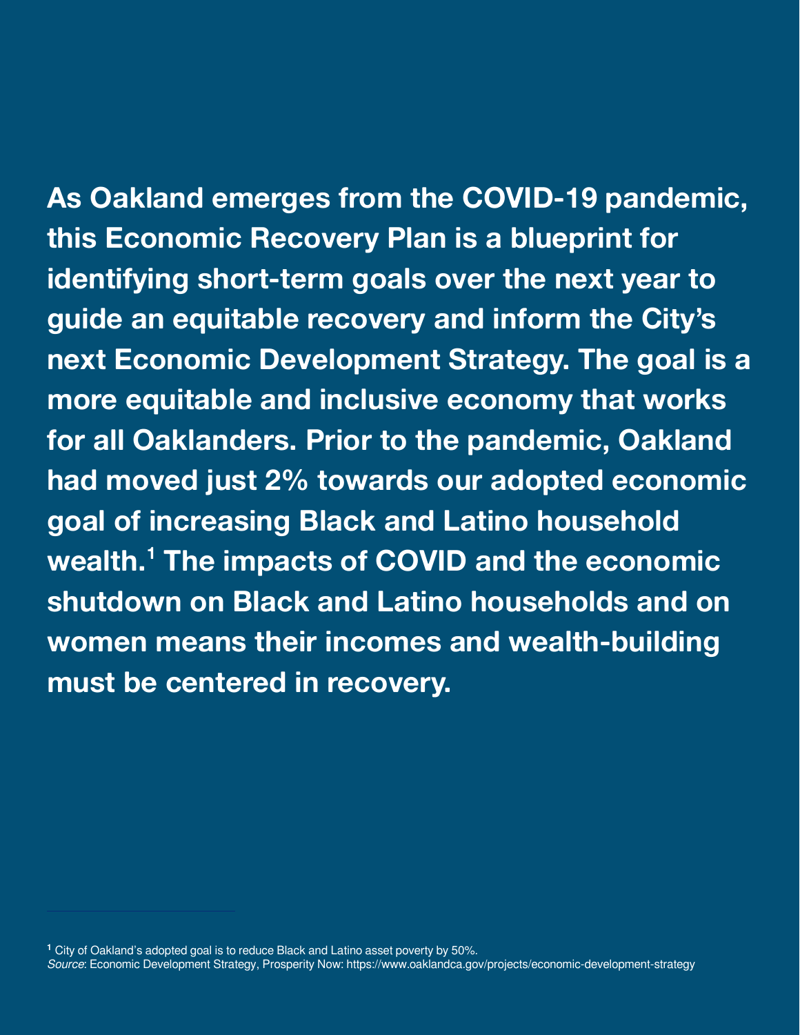**As Oakland emerges from the COVID-19 pandemic, this Economic Recovery Plan is a blueprint for identifying short-term goals over the next year to guide an equitable recovery and inform the City's next Economic Development Strategy. The goal is a more equitable and inclusive economy that works for all Oaklanders. Prior to the pandemic, Oakland had moved just 2% towards our adopted economic goal of increasing Black and Latino household wealth.[1] The impacts of COVID and the economic shutdown on Black and Latino households and on women means their incomes and wealth-building must be centered in recovery.**

---

[1] City of Oakland's adopted goal is to reduce Black and Latino asset poverty by 50%.
*Source*: Economic Development Strategy, Prosperity Now: https://www.oaklandca.gov/projects/economic-development-strategy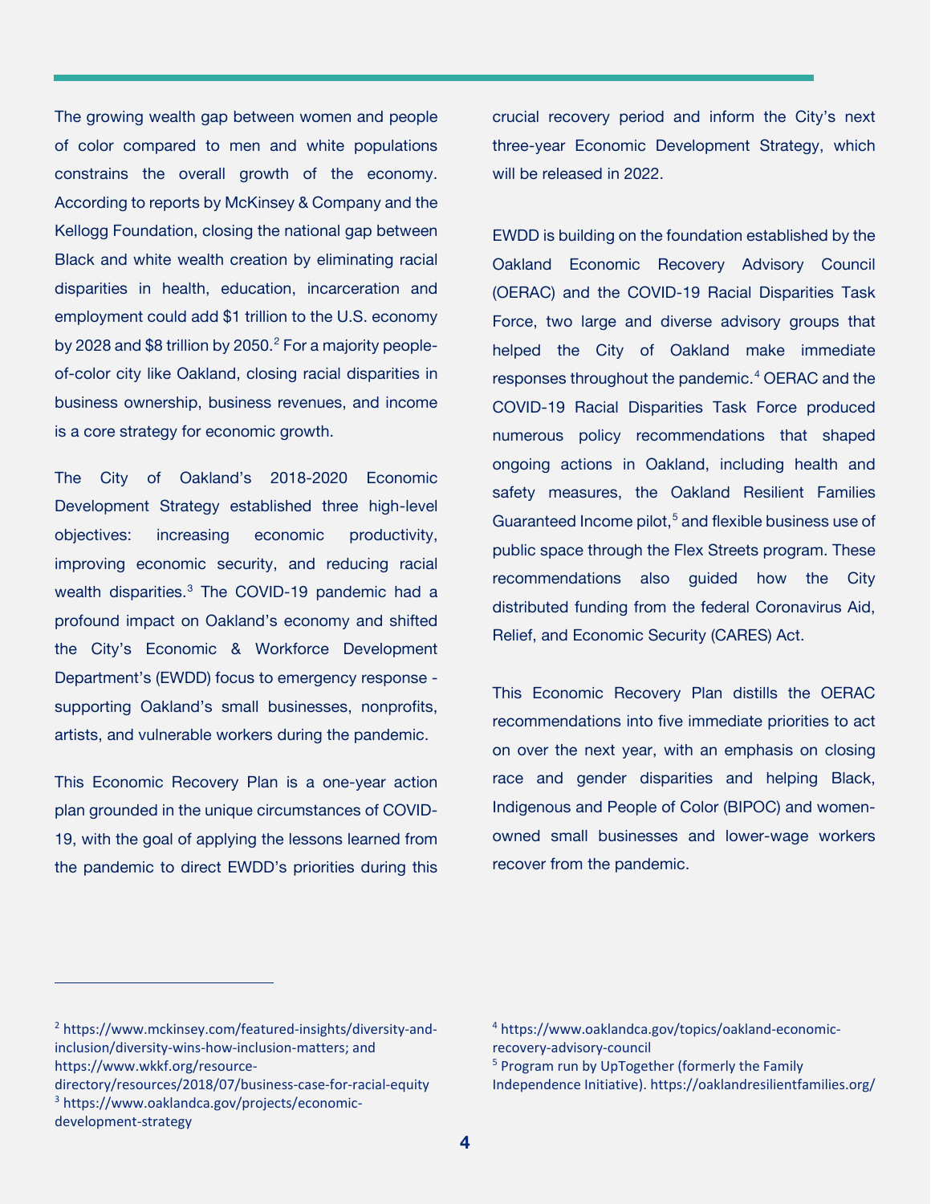The growing wealth gap between women and people of color compared to men and white populations constrains the overall growth of the economy. According to reports by McKinsey & Company and the Kellogg Foundation, closing the national gap between Black and white wealth creation by eliminating racial disparities in health, education, incarceration and employment could add $1 trillion to the U.S. economy by 2028 and $8 trillion by 2050.[2] For a majority people-of-color city like Oakland, closing racial disparities in business ownership, business revenues, and income is a core strategy for economic growth.

The City of Oakland's 2018-2020 Economic Development Strategy established three high-level objectives: increasing economic productivity, improving economic security, and reducing racial wealth disparities.[3] The COVID-19 pandemic had a profound impact on Oakland's economy and shifted the City's Economic & Workforce Development Department's (EWDD) focus to emergency response - supporting Oakland's small businesses, nonprofits, artists, and vulnerable workers during the pandemic.

This Economic Recovery Plan is a one-year action plan grounded in the unique circumstances of COVID-19, with the goal of applying the lessons learned from the pandemic to direct EWDD's priorities during this crucial recovery period and inform the City's next three-year Economic Development Strategy, which will be released in 2022.

EWDD is building on the foundation established by the Oakland Economic Recovery Advisory Council (OERAC) and the COVID-19 Racial Disparities Task Force, two large and diverse advisory groups that helped the City of Oakland make immediate responses throughout the pandemic.[4] OERAC and the COVID-19 Racial Disparities Task Force produced numerous policy recommendations that shaped ongoing actions in Oakland, including health and safety measures, the Oakland Resilient Families Guaranteed Income pilot,[5] and flexible business use of public space through the Flex Streets program. These recommendations also guided how the City distributed funding from the federal Coronavirus Aid, Relief, and Economic Security (CARES) Act.

This Economic Recovery Plan distills the OERAC recommendations into five immediate priorities to act on over the next year, with an emphasis on closing race and gender disparities and helping Black, Indigenous and People of Color (BIPOC) and women-owned small businesses and lower-wage workers recover from the pandemic.

---

[2] https://www.mckinsey.com/featured-insights/diversity-and-inclusion/diversity-wins-how-inclusion-matters; and https://www.wkkf.org/resource-directory/resources/2018/07/business-case-for-racial-equity

[3] https://www.oaklandca.gov/projects/economic-development-strategy

[4] https://www.oaklandca.gov/topics/oakland-economic-recovery-advisory-council

[5] Program run by UpTogether (formerly the Family Independence Initiative). https://oaklandresilientfamilies.org/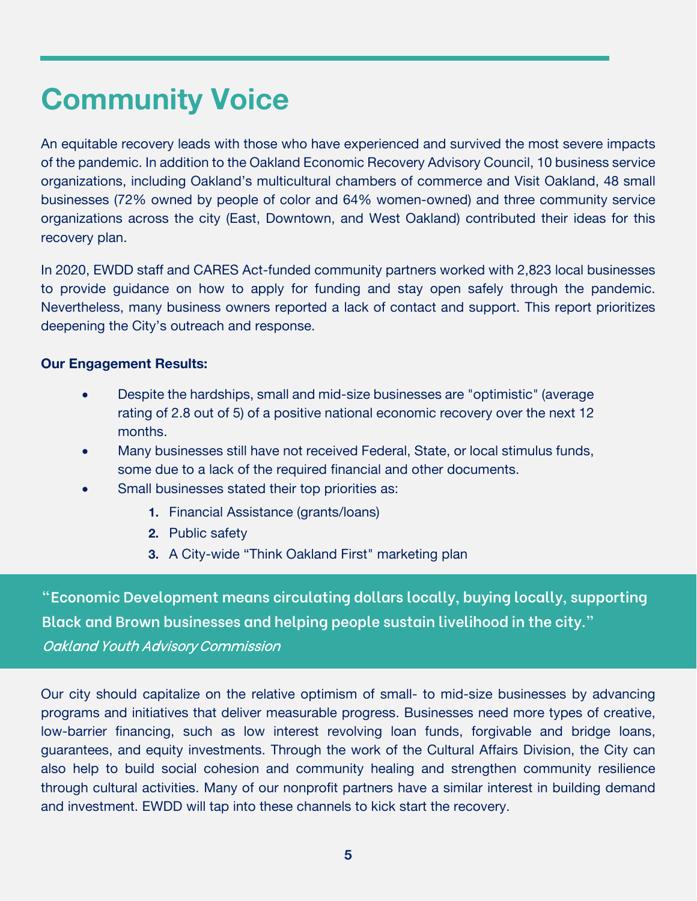# Community Voice

An equitable recovery leads with those who have experienced and survived the most severe impacts of the pandemic. In addition to the Oakland Economic Recovery Advisory Council, 10 business service organizations, including Oakland's multicultural chambers of commerce and Visit Oakland, 48 small businesses (72% owned by people of color and 64% women-owned) and three community service organizations across the city (East, Downtown, and West Oakland) contributed their ideas for this recovery plan.

In 2020, EWDD staff and CARES Act-funded community partners worked with 2,823 local businesses to provide guidance on how to apply for funding and stay open safely through the pandemic. Nevertheless, many business owners reported a lack of contact and support. This report prioritizes deepening the City's outreach and response.

**Our Engagement Results:**

- Despite the hardships, small and mid-size businesses are "optimistic" (average rating of 2.8 out of 5) of a positive national economic recovery over the next 12 months.
- Many businesses still have not received Federal, State, or local stimulus funds, some due to a lack of the required financial and other documents.
- Small businesses stated their top priorities as:
    1. Financial Assistance (grants/loans)
    2. Public safety
    3. A City-wide "Think Oakland First" marketing plan

**"Economic Development means circulating dollars locally, buying locally, supporting Black and Brown businesses and helping people sustain livelihood in the city."**
*Oakland Youth Advisory Commission*

Our city should capitalize on the relative optimism of small- to mid-size businesses by advancing programs and initiatives that deliver measurable progress. Businesses need more types of creative, low-barrier financing, such as low interest revolving loan funds, forgivable and bridge loans, guarantees, and equity investments. Through the work of the Cultural Affairs Division, the City can also help to build social cohesion and community healing and strengthen community resilience through cultural activities. Many of our nonprofit partners have a similar interest in building demand and investment. EWDD will tap into these channels to kick start the recovery.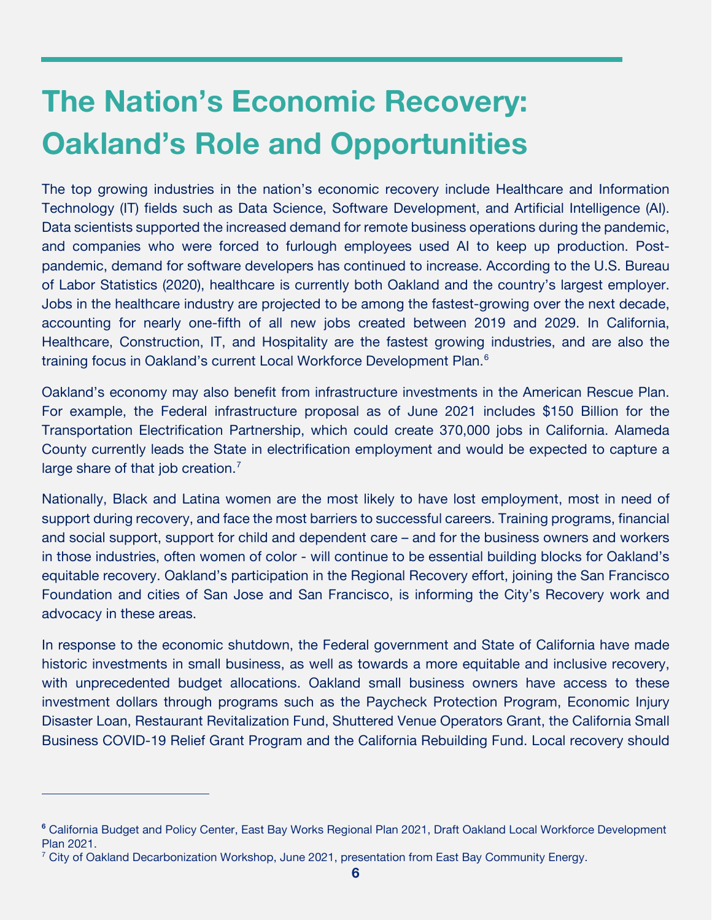# The Nation's Economic Recovery: Oakland's Role and Opportunities

The top growing industries in the nation's economic recovery include Healthcare and Information Technology (IT) fields such as Data Science, Software Development, and Artificial Intelligence (AI). Data scientists supported the increased demand for remote business operations during the pandemic, and companies who were forced to furlough employees used AI to keep up production. Post-pandemic, demand for software developers has continued to increase. According to the U.S. Bureau of Labor Statistics (2020), healthcare is currently both Oakland and the country's largest employer. Jobs in the healthcare industry are projected to be among the fastest-growing over the next decade, accounting for nearly one-fifth of all new jobs created between 2019 and 2029. In California, Healthcare, Construction, IT, and Hospitality are the fastest growing industries, and are also the training focus in Oakland's current Local Workforce Development Plan.[6]

Oakland's economy may also benefit from infrastructure investments in the American Rescue Plan. For example, the Federal infrastructure proposal as of June 2021 includes $150 Billion for the Transportation Electrification Partnership, which could create 370,000 jobs in California. Alameda County currently leads the State in electrification employment and would be expected to capture a large share of that job creation.[7]

Nationally, Black and Latina women are the most likely to have lost employment, most in need of support during recovery, and face the most barriers to successful careers. Training programs, financial and social support, support for child and dependent care – and for the business owners and workers in those industries, often women of color - will continue to be essential building blocks for Oakland's equitable recovery. Oakland's participation in the Regional Recovery effort, joining the San Francisco Foundation and cities of San Jose and San Francisco, is informing the City's Recovery work and advocacy in these areas.

In response to the economic shutdown, the Federal government and State of California have made historic investments in small business, as well as towards a more equitable and inclusive recovery, with unprecedented budget allocations. Oakland small business owners have access to these investment dollars through programs such as the Paycheck Protection Program, Economic Injury Disaster Loan, Restaurant Revitalization Fund, Shuttered Venue Operators Grant, the California Small Business COVID-19 Relief Grant Program and the California Rebuilding Fund. Local recovery should

---

[6] California Budget and Policy Center, East Bay Works Regional Plan 2021, Draft Oakland Local Workforce Development Plan 2021.

[7] City of Oakland Decarbonization Workshop, June 2021, presentation from East Bay Community Energy.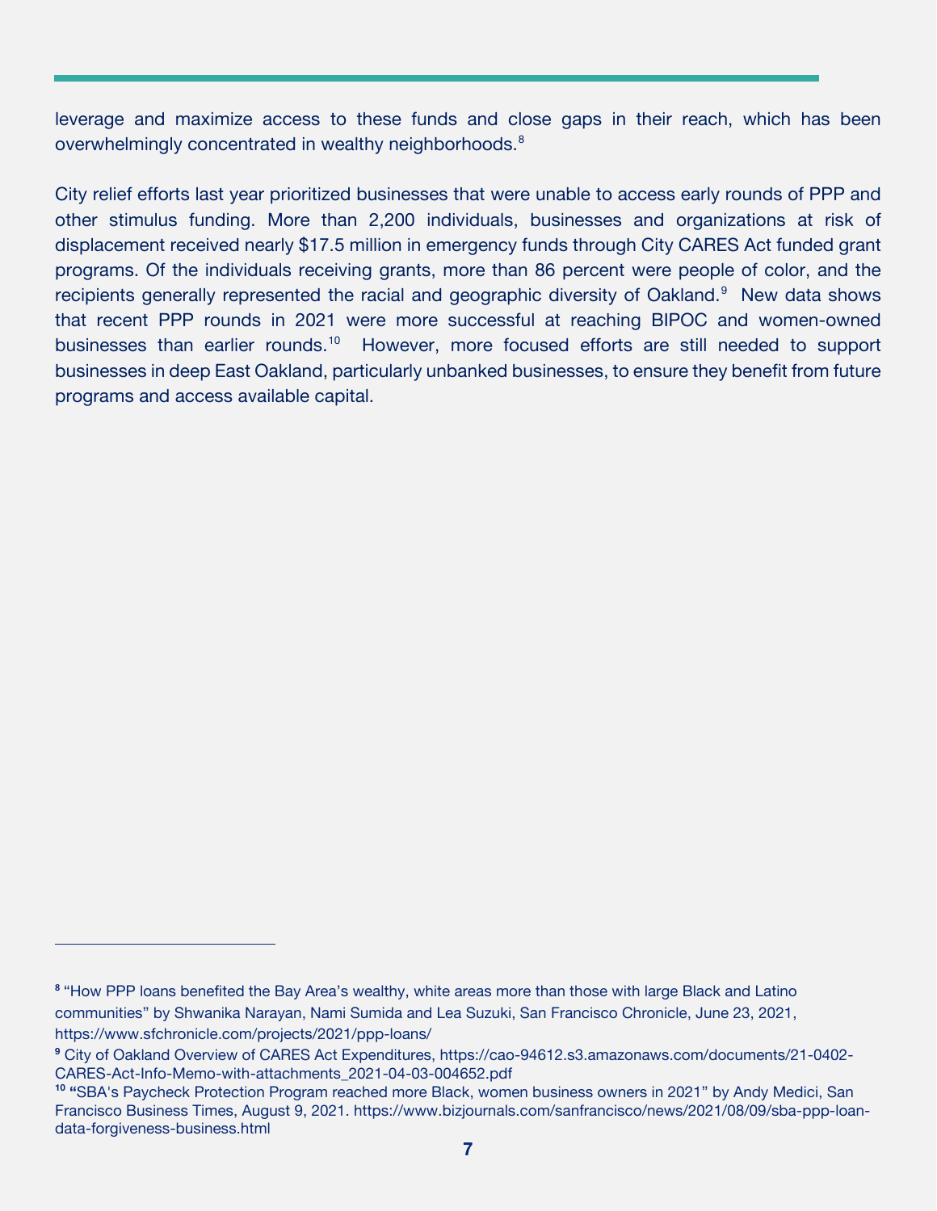leverage and maximize access to these funds and close gaps in their reach, which has been overwhelmingly concentrated in wealthy neighborhoods.[8]

City relief efforts last year prioritized businesses that were unable to access early rounds of PPP and other stimulus funding. More than 2,200 individuals, businesses and organizations at risk of displacement received nearly $17.5 million in emergency funds through City CARES Act funded grant programs. Of the individuals receiving grants, more than 86 percent were people of color, and the recipients generally represented the racial and geographic diversity of Oakland.[9] New data shows that recent PPP rounds in 2021 were more successful at reaching BIPOC and women-owned businesses than earlier rounds.[10] However, more focused efforts are still needed to support businesses in deep East Oakland, particularly unbanked businesses, to ensure they benefit from future programs and access available capital.

---

[8] "How PPP loans benefited the Bay Area's wealthy, white areas more than those with large Black and Latino communities" by Shwanika Narayan, Nami Sumida and Lea Suzuki, San Francisco Chronicle, June 23, 2021, https://www.sfchronicle.com/projects/2021/ppp-loans/

[9] City of Oakland Overview of CARES Act Expenditures, https://cao-94612.s3.amazonaws.com/documents/21-0402-CARES-Act-Info-Memo-with-attachments_2021-04-03-004652.pdf

[10] "SBA's Paycheck Protection Program reached more Black, women business owners in 2021" by Andy Medici, San Francisco Business Times, August 9, 2021. https://www.bizjournals.com/sanfrancisco/news/2021/08/09/sba-ppp-loan-data-forgiveness-business.html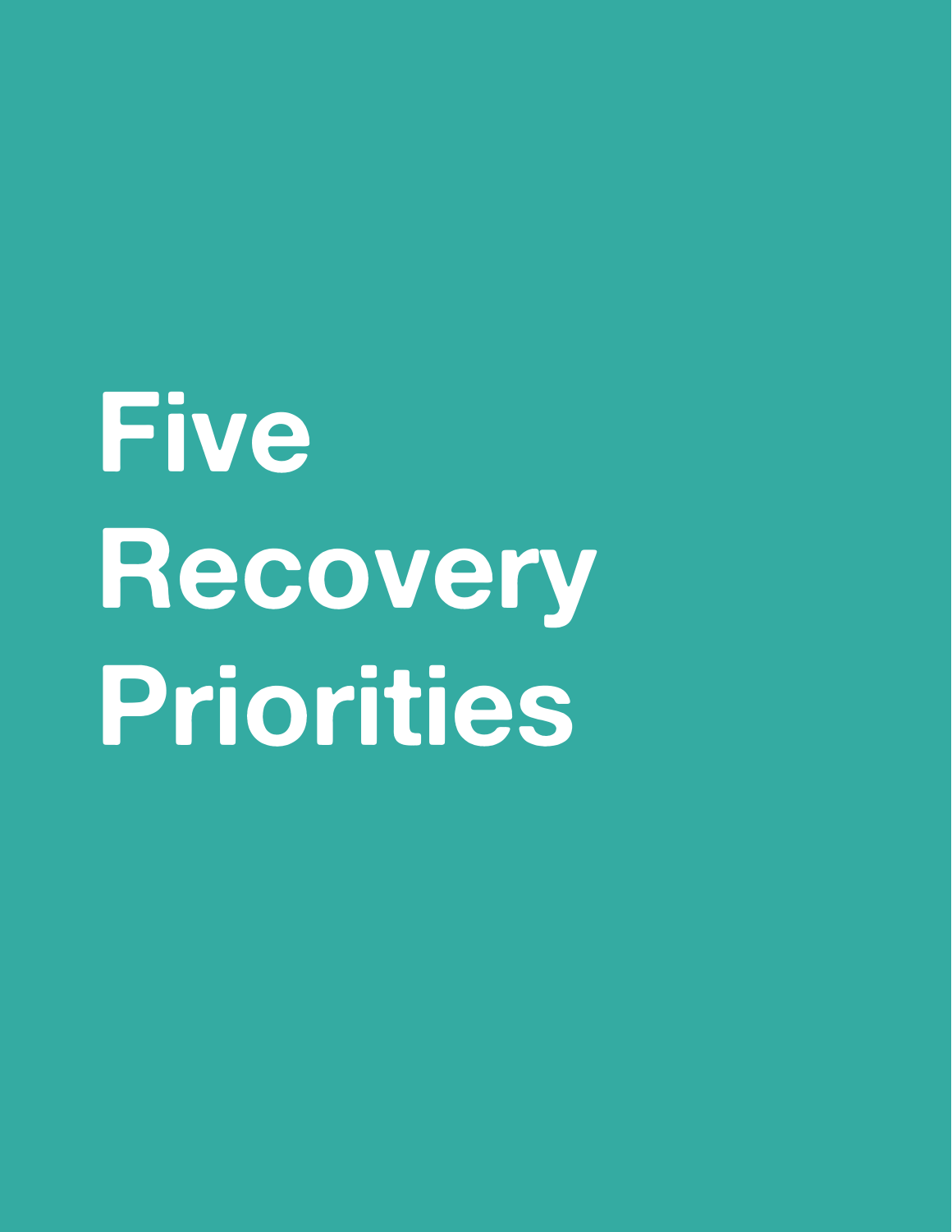# Five Recovery Priorities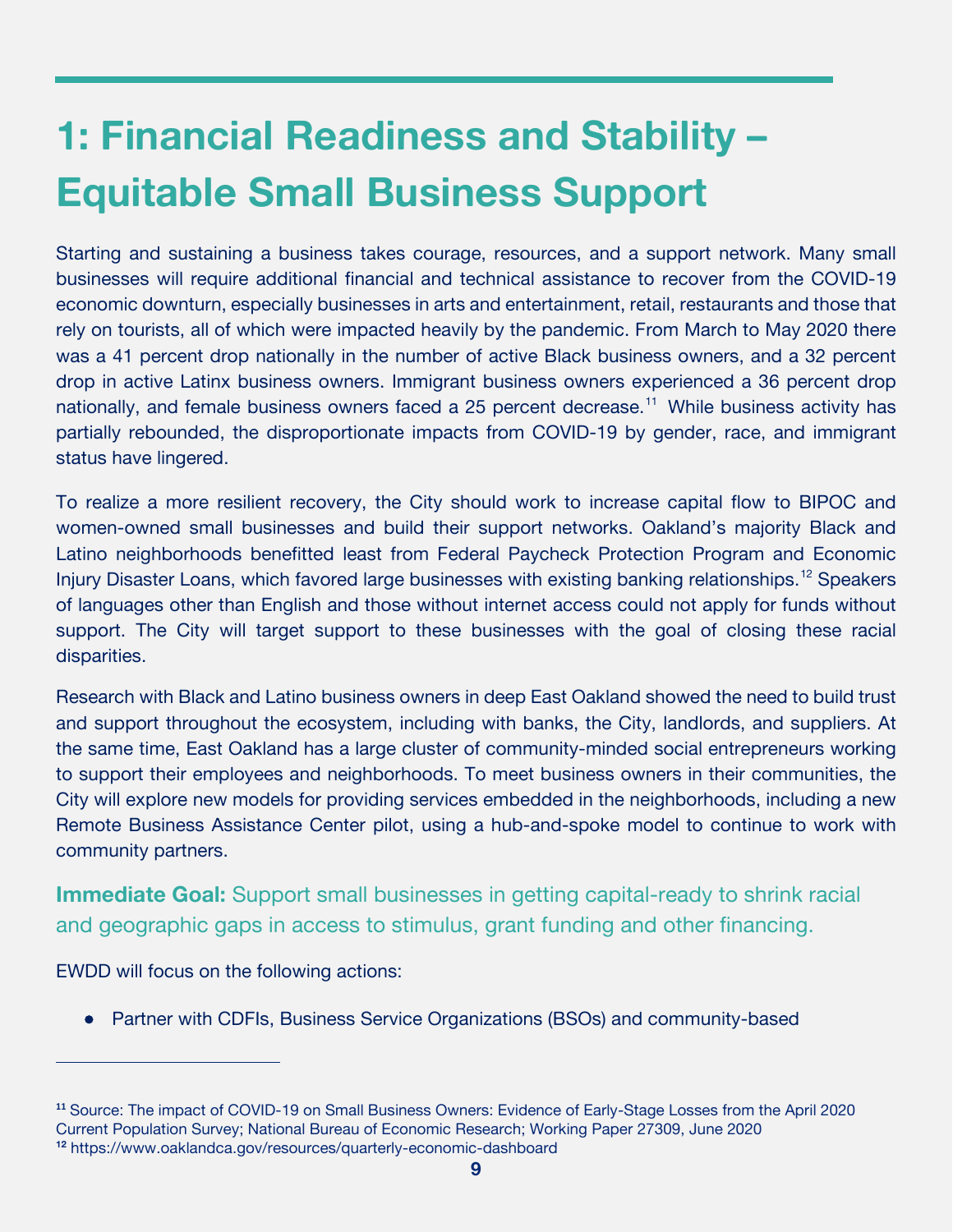# 1: Financial Readiness and Stability – Equitable Small Business Support

Starting and sustaining a business takes courage, resources, and a support network. Many small businesses will require additional financial and technical assistance to recover from the COVID-19 economic downturn, especially businesses in arts and entertainment, retail, restaurants and those that rely on tourists, all of which were impacted heavily by the pandemic. From March to May 2020 there was a 41 percent drop nationally in the number of active Black business owners, and a 32 percent drop in active Latinx business owners. Immigrant business owners experienced a 36 percent drop nationally, and female business owners faced a 25 percent decrease.[11] While business activity has partially rebounded, the disproportionate impacts from COVID-19 by gender, race, and immigrant status have lingered.

To realize a more resilient recovery, the City should work to increase capital flow to BIPOC and women-owned small businesses and build their support networks. Oakland's majority Black and Latino neighborhoods benefitted least from Federal Paycheck Protection Program and Economic Injury Disaster Loans, which favored large businesses with existing banking relationships.[12] Speakers of languages other than English and those without internet access could not apply for funds without support. The City will target support to these businesses with the goal of closing these racial disparities.

Research with Black and Latino business owners in deep East Oakland showed the need to build trust and support throughout the ecosystem, including with banks, the City, landlords, and suppliers. At the same time, East Oakland has a large cluster of community-minded social entrepreneurs working to support their employees and neighborhoods. To meet business owners in their communities, the City will explore new models for providing services embedded in the neighborhoods, including a new Remote Business Assistance Center pilot, using a hub-and-spoke model to continue to work with community partners.

**Immediate Goal:** Support small businesses in getting capital-ready to shrink racial and geographic gaps in access to stimulus, grant funding and other financing.

EWDD will focus on the following actions:

- Partner with CDFIs, Business Service Organizations (BSOs) and community-based

---

[11] Source: The impact of COVID-19 on Small Business Owners: Evidence of Early-Stage Losses from the April 2020 Current Population Survey; National Bureau of Economic Research; Working Paper 27309, June 2020

[12] https://www.oaklandca.gov/resources/quarterly-economic-dashboard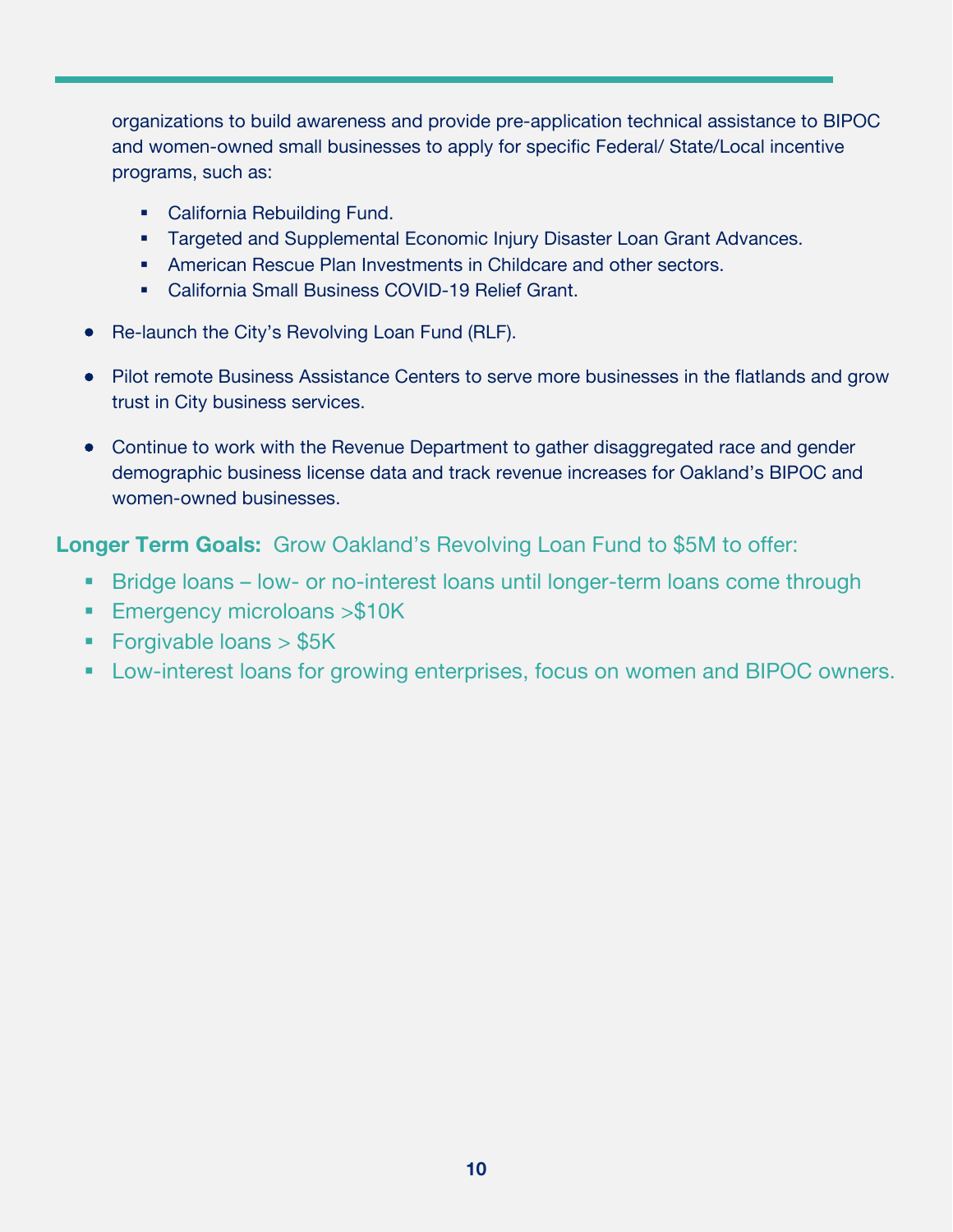organizations to build awareness and provide pre-application technical assistance to BIPOC and women-owned small businesses to apply for specific Federal/ State/Local incentive programs, such as:

  - California Rebuilding Fund.
  - Targeted and Supplemental Economic Injury Disaster Loan Grant Advances.
  - American Rescue Plan Investments in Childcare and other sectors.
  - California Small Business COVID-19 Relief Grant.

- Re-launch the City's Revolving Loan Fund (RLF).
- Pilot remote Business Assistance Centers to serve more businesses in the flatlands and grow trust in City business services.
- Continue to work with the Revenue Department to gather disaggregated race and gender demographic business license data and track revenue increases for Oakland's BIPOC and women-owned businesses.

**Longer Term Goals:** Grow Oakland's Revolving Loan Fund to $5M to offer:

- Bridge loans – low- or no-interest loans until longer-term loans come through
- Emergency microloans >$10K
- Forgivable loans > $5K
- Low-interest loans for growing enterprises, focus on women and BIPOC owners.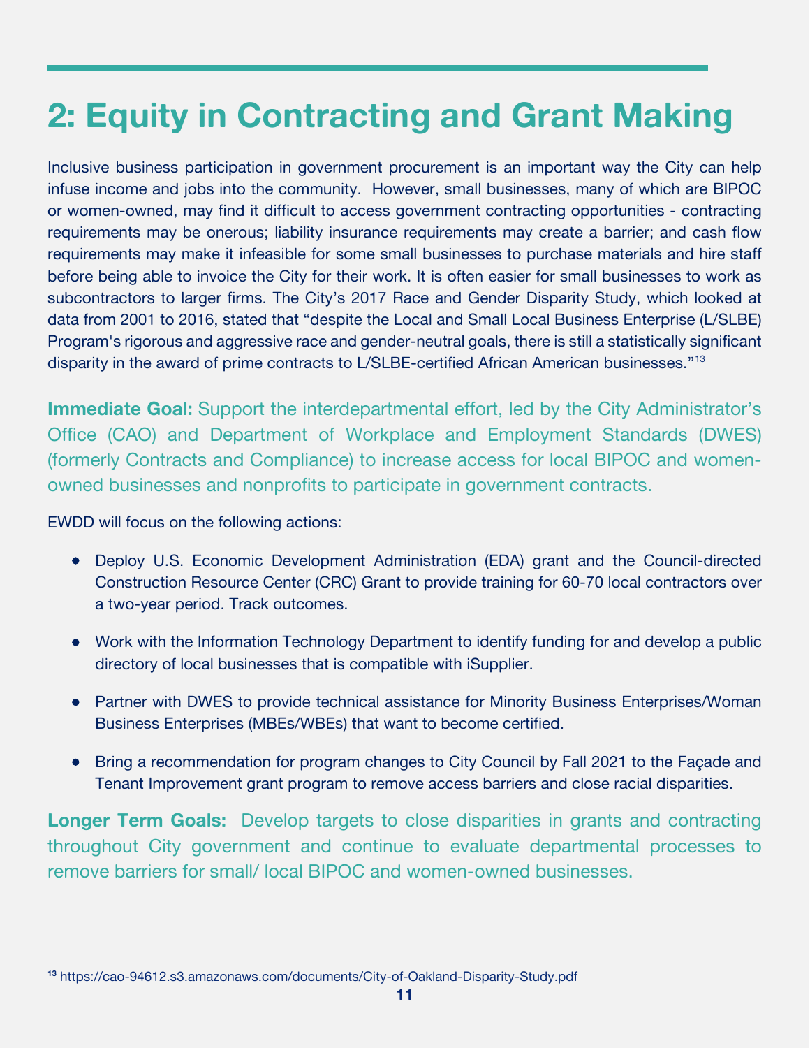# 2: Equity in Contracting and Grant Making

Inclusive business participation in government procurement is an important way the City can help infuse income and jobs into the community. However, small businesses, many of which are BIPOC or women-owned, may find it difficult to access government contracting opportunities - contracting requirements may be onerous; liability insurance requirements may create a barrier; and cash flow requirements may make it infeasible for some small businesses to purchase materials and hire staff before being able to invoice the City for their work. It is often easier for small businesses to work as subcontractors to larger firms. The City's 2017 Race and Gender Disparity Study, which looked at data from 2001 to 2016, stated that "despite the Local and Small Local Business Enterprise (L/SLBE) Program's rigorous and aggressive race and gender-neutral goals, there is still a statistically significant disparity in the award of prime contracts to L/SLBE-certified African American businesses."[13]

**Immediate Goal:** Support the interdepartmental effort, led by the City Administrator's Office (CAO) and Department of Workplace and Employment Standards (DWES) (formerly Contracts and Compliance) to increase access for local BIPOC and women-owned businesses and nonprofits to participate in government contracts.

EWDD will focus on the following actions:

- Deploy U.S. Economic Development Administration (EDA) grant and the Council-directed Construction Resource Center (CRC) Grant to provide training for 60-70 local contractors over a two-year period. Track outcomes.
- Work with the Information Technology Department to identify funding for and develop a public directory of local businesses that is compatible with iSupplier.
- Partner with DWES to provide technical assistance for Minority Business Enterprises/Woman Business Enterprises (MBEs/WBEs) that want to become certified.
- Bring a recommendation for program changes to City Council by Fall 2021 to the Façade and Tenant Improvement grant program to remove access barriers and close racial disparities.

**Longer Term Goals:** Develop targets to close disparities in grants and contracting throughout City government and continue to evaluate departmental processes to remove barriers for small/ local BIPOC and women-owned businesses.

---

[13] https://cao-94612.s3.amazonaws.com/documents/City-of-Oakland-Disparity-Study.pdf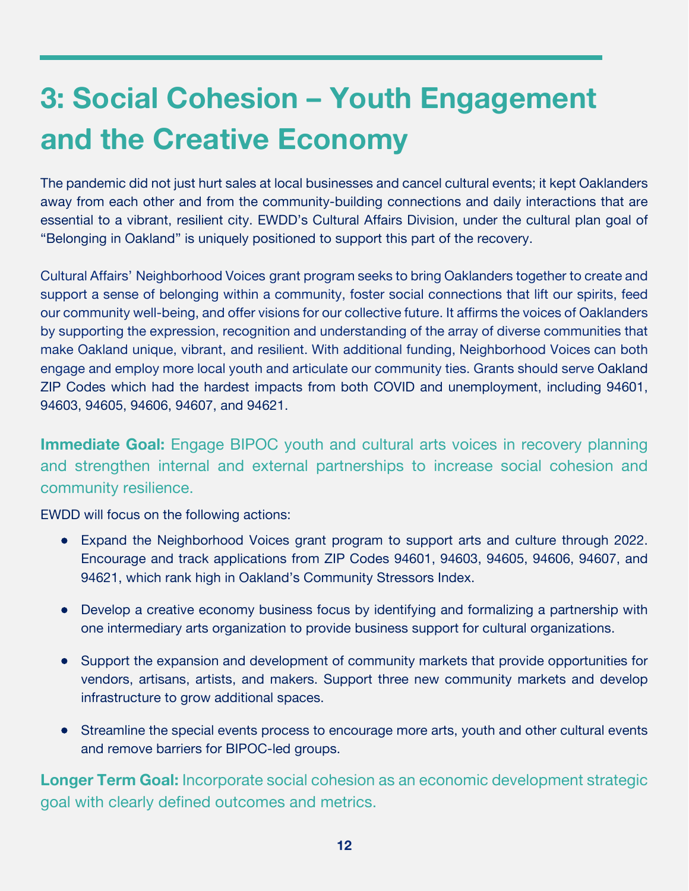# 3: Social Cohesion – Youth Engagement and the Creative Economy

The pandemic did not just hurt sales at local businesses and cancel cultural events; it kept Oaklanders away from each other and from the community-building connections and daily interactions that are essential to a vibrant, resilient city. EWDD's Cultural Affairs Division, under the cultural plan goal of "Belonging in Oakland" is uniquely positioned to support this part of the recovery.

Cultural Affairs' Neighborhood Voices grant program seeks to bring Oaklanders together to create and support a sense of belonging within a community, foster social connections that lift our spirits, feed our community well-being, and offer visions for our collective future. It affirms the voices of Oaklanders by supporting the expression, recognition and understanding of the array of diverse communities that make Oakland unique, vibrant, and resilient. With additional funding, Neighborhood Voices can both engage and employ more local youth and articulate our community ties. Grants should serve Oakland ZIP Codes which had the hardest impacts from both COVID and unemployment, including 94601, 94603, 94605, 94606, 94607, and 94621.

**Immediate Goal:** Engage BIPOC youth and cultural arts voices in recovery planning and strengthen internal and external partnerships to increase social cohesion and community resilience.

EWDD will focus on the following actions:

- Expand the Neighborhood Voices grant program to support arts and culture through 2022. Encourage and track applications from ZIP Codes 94601, 94603, 94605, 94606, 94607, and 94621, which rank high in Oakland's Community Stressors Index.
- Develop a creative economy business focus by identifying and formalizing a partnership with one intermediary arts organization to provide business support for cultural organizations.
- Support the expansion and development of community markets that provide opportunities for vendors, artisans, artists, and makers. Support three new community markets and develop infrastructure to grow additional spaces.
- Streamline the special events process to encourage more arts, youth and other cultural events and remove barriers for BIPOC-led groups.

**Longer Term Goal:** Incorporate social cohesion as an economic development strategic goal with clearly defined outcomes and metrics.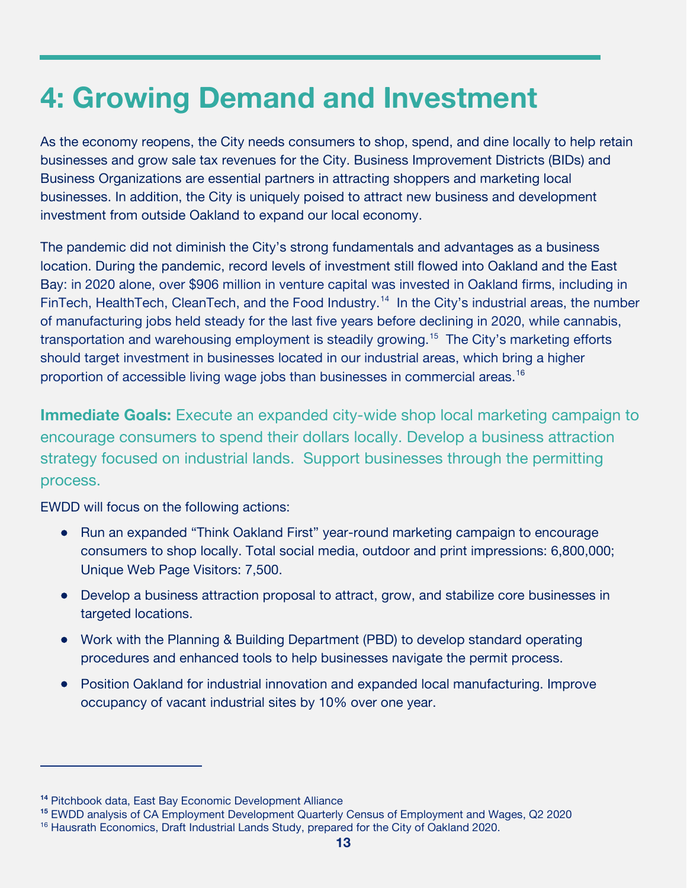# 4: Growing Demand and Investment

As the economy reopens, the City needs consumers to shop, spend, and dine locally to help retain businesses and grow sale tax revenues for the City. Business Improvement Districts (BIDs) and Business Organizations are essential partners in attracting shoppers and marketing local businesses. In addition, the City is uniquely poised to attract new business and development investment from outside Oakland to expand our local economy.

The pandemic did not diminish the City's strong fundamentals and advantages as a business location. During the pandemic, record levels of investment still flowed into Oakland and the East Bay: in 2020 alone, over $906 million in venture capital was invested in Oakland firms, including in FinTech, HealthTech, CleanTech, and the Food Industry.[14] In the City's industrial areas, the number of manufacturing jobs held steady for the last five years before declining in 2020, while cannabis, transportation and warehousing employment is steadily growing.[15] The City's marketing efforts should target investment in businesses located in our industrial areas, which bring a higher proportion of accessible living wage jobs than businesses in commercial areas.[16]

**Immediate Goals:** Execute an expanded city-wide shop local marketing campaign to encourage consumers to spend their dollars locally. Develop a business attraction strategy focused on industrial lands. Support businesses through the permitting process.

EWDD will focus on the following actions:

- Run an expanded "Think Oakland First" year-round marketing campaign to encourage consumers to shop locally. Total social media, outdoor and print impressions: 6,800,000; Unique Web Page Visitors: 7,500.
- Develop a business attraction proposal to attract, grow, and stabilize core businesses in targeted locations.
- Work with the Planning & Building Department (PBD) to develop standard operating procedures and enhanced tools to help businesses navigate the permit process.
- Position Oakland for industrial innovation and expanded local manufacturing. Improve occupancy of vacant industrial sites by 10% over one year.

---

[14] Pitchbook data, East Bay Economic Development Alliance

[15] EWDD analysis of CA Employment Development Quarterly Census of Employment and Wages, Q2 2020

[16] Hausrath Economics, Draft Industrial Lands Study, prepared for the City of Oakland 2020.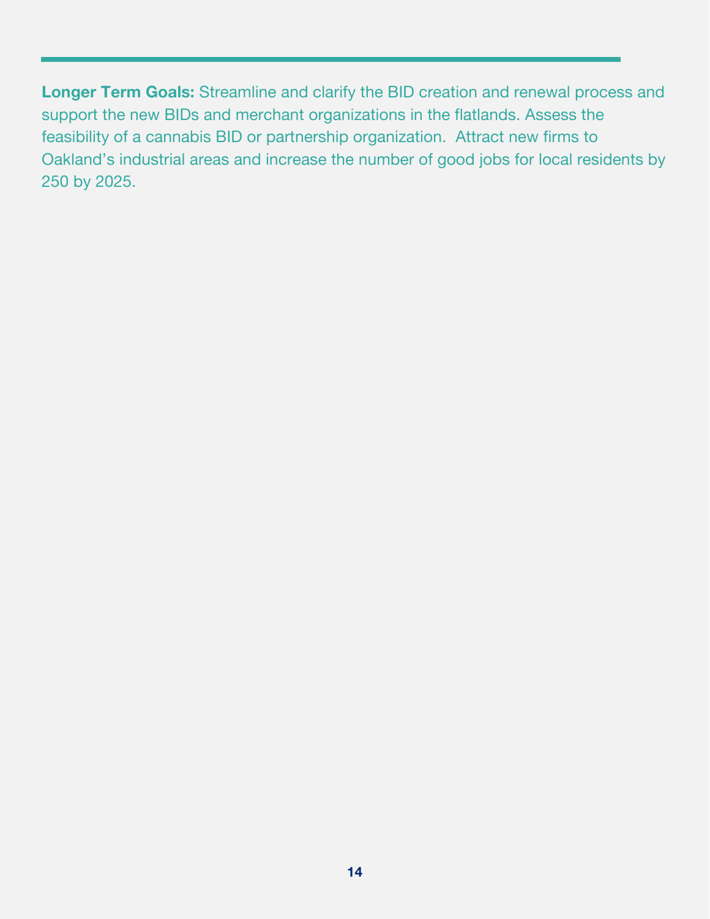**Longer Term Goals:** Streamline and clarify the BID creation and renewal process and support the new BIDs and merchant organizations in the flatlands. Assess the feasibility of a cannabis BID or partnership organization.  Attract new firms to Oakland's industrial areas and increase the number of good jobs for local residents by 250 by 2025.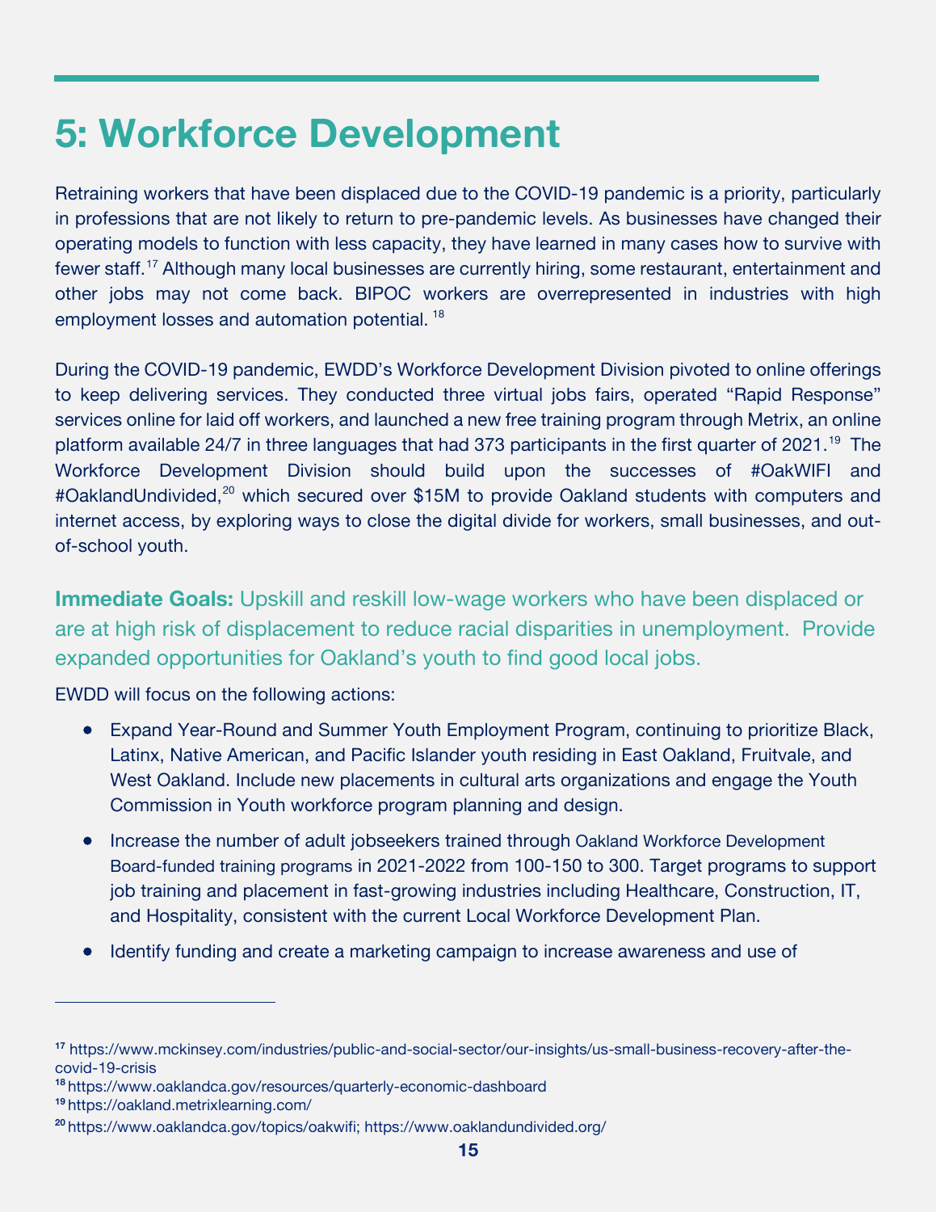# 5: Workforce Development

Retraining workers that have been displaced due to the COVID-19 pandemic is a priority, particularly in professions that are not likely to return to pre-pandemic levels. As businesses have changed their operating models to function with less capacity, they have learned in many cases how to survive with fewer staff.[17] Although many local businesses are currently hiring, some restaurant, entertainment and other jobs may not come back. BIPOC workers are overrepresented in industries with high employment losses and automation potential.[18]

During the COVID-19 pandemic, EWDD's Workforce Development Division pivoted to online offerings to keep delivering services. They conducted three virtual jobs fairs, operated "Rapid Response" services online for laid off workers, and launched a new free training program through Metrix, an online platform available 24/7 in three languages that had 373 participants in the first quarter of 2021.[19] The Workforce Development Division should build upon the successes of #OakWIFI and #OaklandUndivided,[20] which secured over $15M to provide Oakland students with computers and internet access, by exploring ways to close the digital divide for workers, small businesses, and out-of-school youth.

**Immediate Goals:** Upskill and reskill low-wage workers who have been displaced or are at high risk of displacement to reduce racial disparities in unemployment. Provide expanded opportunities for Oakland's youth to find good local jobs.

EWDD will focus on the following actions:

- Expand Year-Round and Summer Youth Employment Program, continuing to prioritize Black, Latinx, Native American, and Pacific Islander youth residing in East Oakland, Fruitvale, and West Oakland. Include new placements in cultural arts organizations and engage the Youth Commission in Youth workforce program planning and design.
- Increase the number of adult jobseekers trained through Oakland Workforce Development Board-funded training programs in 2021-2022 from 100-150 to 300. Target programs to support job training and placement in fast-growing industries including Healthcare, Construction, IT, and Hospitality, consistent with the current Local Workforce Development Plan.
- Identify funding and create a marketing campaign to increase awareness and use of

---

[17] https://www.mckinsey.com/industries/public-and-social-sector/our-insights/us-small-business-recovery-after-the-covid-19-crisis

[18] https://www.oaklandca.gov/resources/quarterly-economic-dashboard

[19] https://oakland.metrixlearning.com/

[20] https://www.oaklandca.gov/topics/oakwifi; https://www.oaklandundivided.org/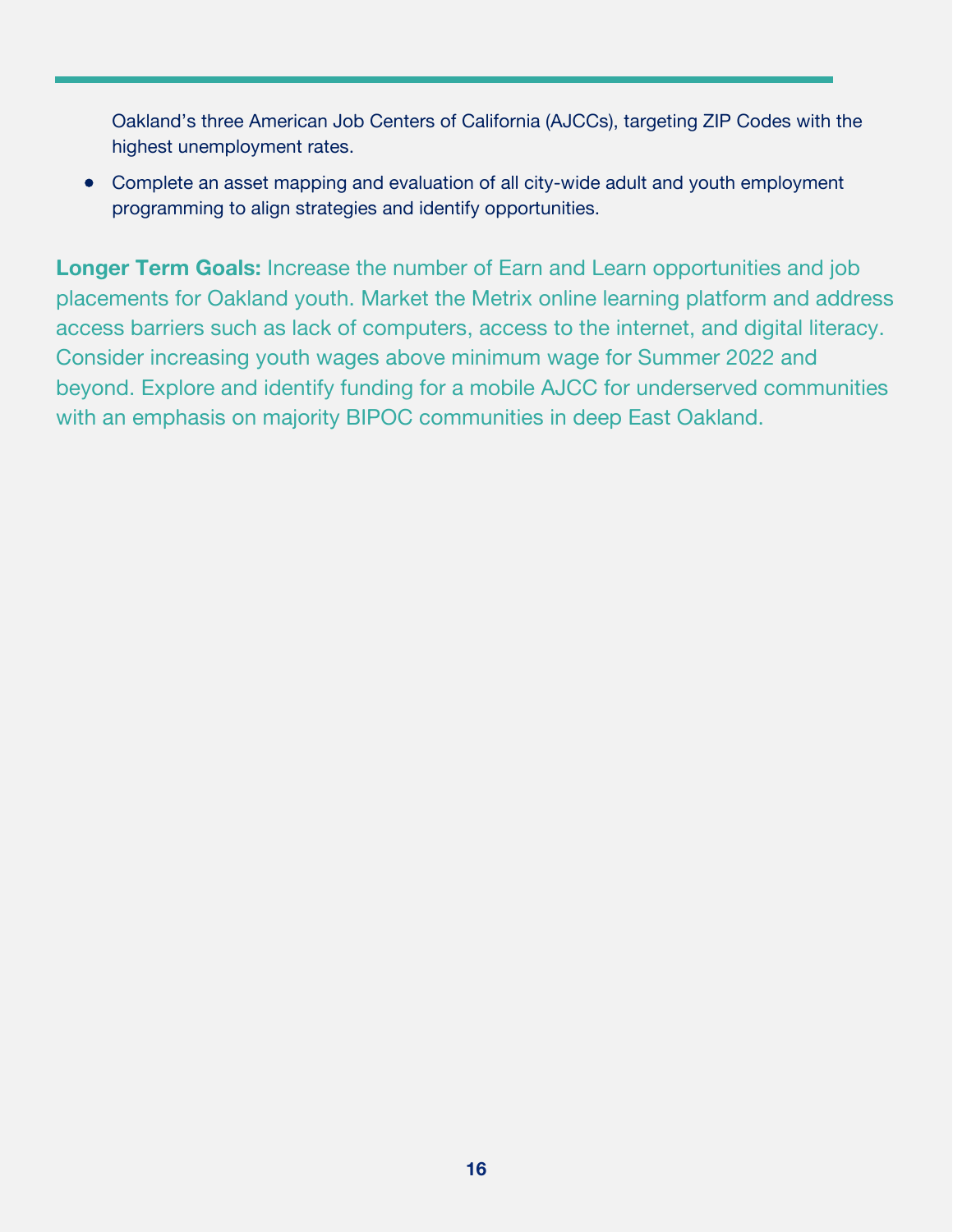Oakland's three American Job Centers of California (AJCCs), targeting ZIP Codes with the highest unemployment rates.

- Complete an asset mapping and evaluation of all city-wide adult and youth employment programming to align strategies and identify opportunities.

**Longer Term Goals:** Increase the number of Earn and Learn opportunities and job placements for Oakland youth. Market the Metrix online learning platform and address access barriers such as lack of computers, access to the internet, and digital literacy. Consider increasing youth wages above minimum wage for Summer 2022 and beyond. Explore and identify funding for a mobile AJCC for underserved communities with an emphasis on majority BIPOC communities in deep East Oakland.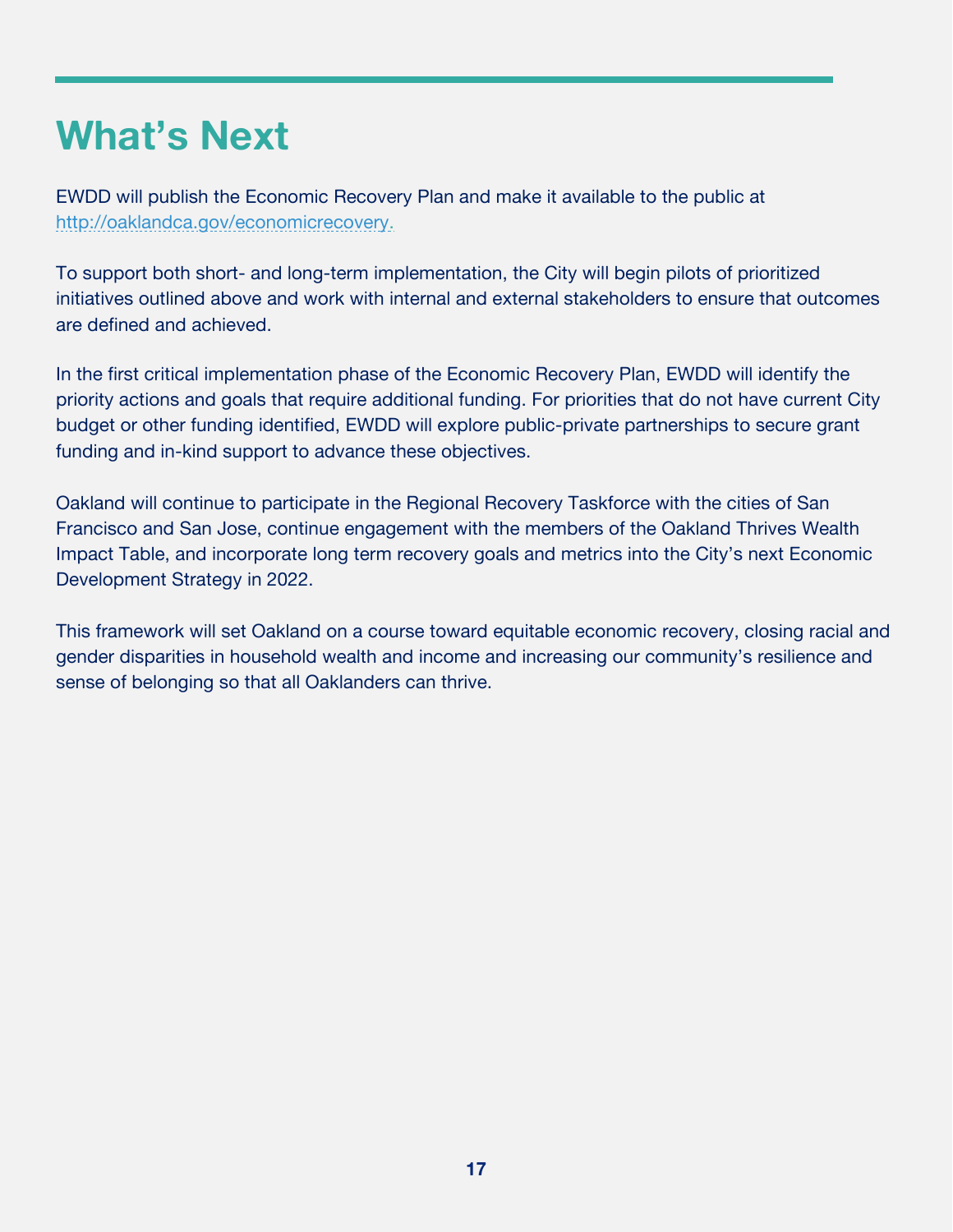# What's Next

EWDD will publish the Economic Recovery Plan and make it available to the public at http://oaklandca.gov/economicrecovery.

To support both short- and long-term implementation, the City will begin pilots of prioritized initiatives outlined above and work with internal and external stakeholders to ensure that outcomes are defined and achieved.

In the first critical implementation phase of the Economic Recovery Plan, EWDD will identify the priority actions and goals that require additional funding. For priorities that do not have current City budget or other funding identified, EWDD will explore public-private partnerships to secure grant funding and in-kind support to advance these objectives.

Oakland will continue to participate in the Regional Recovery Taskforce with the cities of San Francisco and San Jose, continue engagement with the members of the Oakland Thrives Wealth Impact Table, and incorporate long term recovery goals and metrics into the City's next Economic Development Strategy in 2022.

This framework will set Oakland on a course toward equitable economic recovery, closing racial and gender disparities in household wealth and income and increasing our community's resilience and sense of belonging so that all Oaklanders can thrive.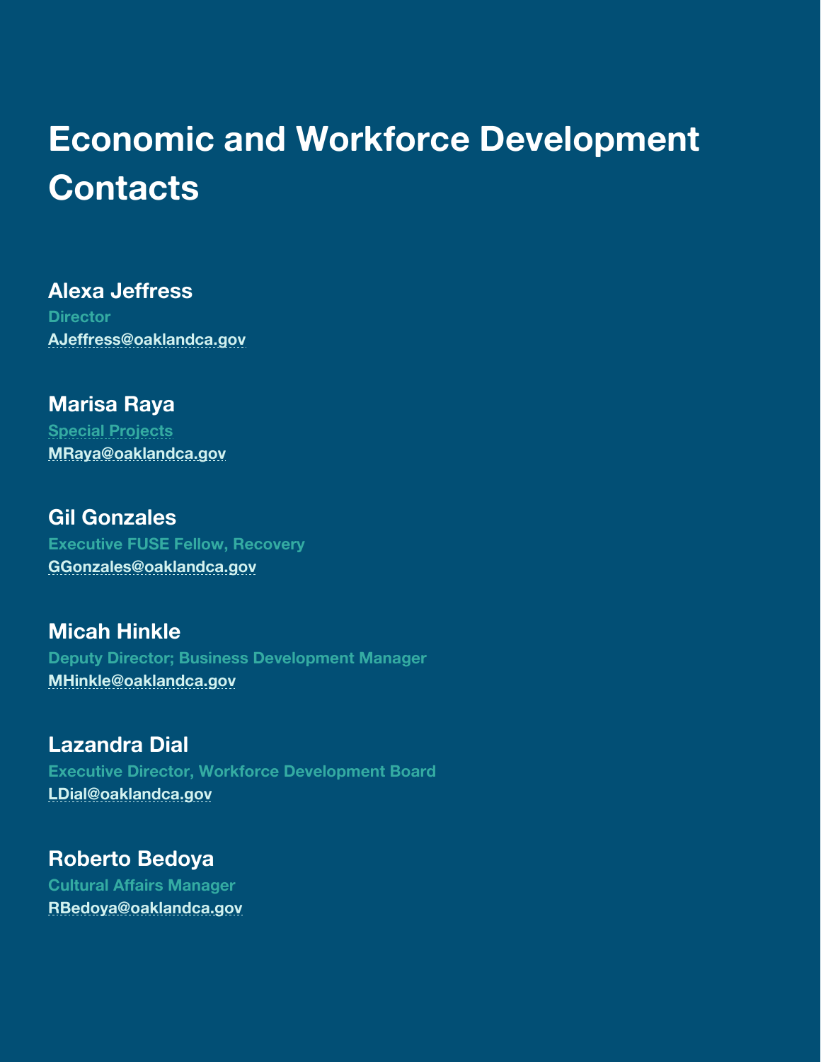# Economic and Workforce Development Contacts

**Alexa Jeffress**
Director
AJeffress@oaklandca.gov

**Marisa Raya**
Special Projects
MRaya@oaklandca.gov

**Gil Gonzales**
Executive FUSE Fellow, Recovery
GGonzales@oaklandca.gov

**Micah Hinkle**
Deputy Director; Business Development Manager
MHinkle@oaklandca.gov

**Lazandra Dial**
Executive Director, Workforce Development Board
LDial@oaklandca.gov

**Roberto Bedoya**
Cultural Affairs Manager
RBedoya@oaklandca.gov